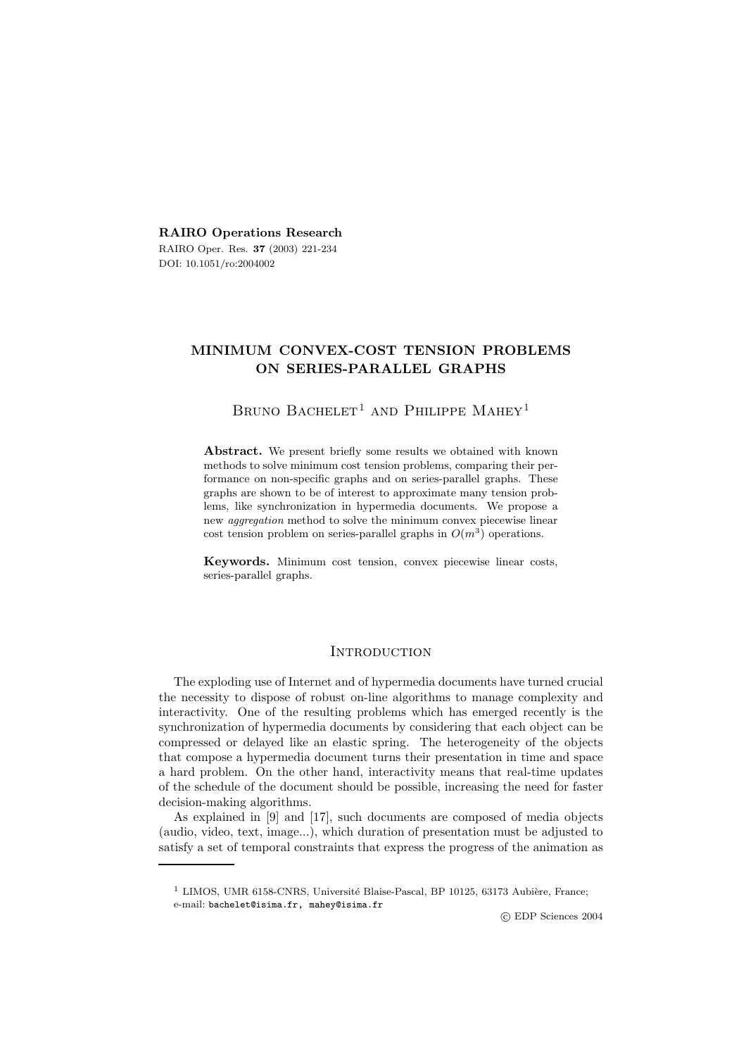**RAIRO Operations Research**

RAIRO Oper. Res. **37** (2003) 221-234

DOI: 10.1051/ro:2004002

# MINIMUM CONVEX-COST TENSION PROBLEMS ON SERIES-PARALLEL GRAPHS

Bruno Bachelet[1] and Philippe Mahey[1]

**Abstract.** We present briefly some results we obtained with known methods to solve minimum cost tension problems, comparing their performance on non-specific graphs and on series-parallel graphs. These graphs are shown to be of interest to approximate many tension problems, like synchronization in hypermedia documents. We propose a new *aggregation* method to solve the minimum convex piecewise linear cost tension problem on series-parallel graphs in $O(m^3)$ operations.

**Keywords.** Minimum cost tension, convex piecewise linear costs, series-parallel graphs.

## Introduction

The exploding use of Internet and of hypermedia documents have turned crucial the necessity to dispose of robust on-line algorithms to manage complexity and interactivity. One of the resulting problems which has emerged recently is the synchronization of hypermedia documents by considering that each object can be compressed or delayed like an elastic spring. The heterogeneity of the objects that compose a hypermedia document turns their presentation in time and space a hard problem. On the other hand, interactivity means that real-time updates of the schedule of the document should be possible, increasing the need for faster decision-making algorithms.

As explained in [9] and [17], such documents are composed of media objects (audio, video, text, image...), which duration of presentation must be adjusted to satisfy a set of temporal constraints that express the progress of the animation as

[1] LIMOS, UMR 6158-CNRS, Université Blaise-Pascal, BP 10125, 63173 Aubière, France; e-mail: bachelet@isima.fr, mahey@isima.fr

© EDP Sciences 2004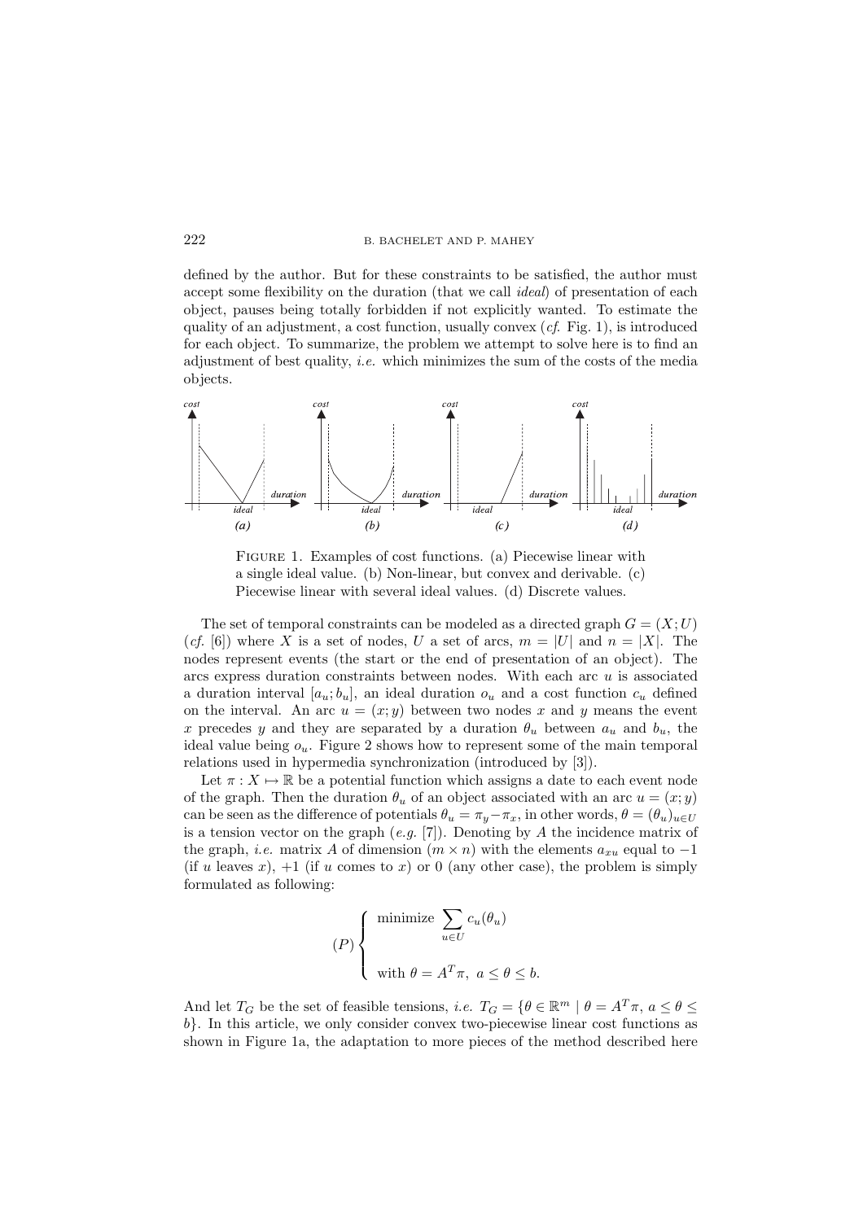defined by the author. But for these constraints to be satisfied, the author must accept some flexibility on the duration (that we call *ideal*) of presentation of each object, pauses being totally forbidden if not explicitly wanted. To estimate the quality of an adjustment, a cost function, usually convex (*cf.* Fig. 1), is introduced for each object. To summarize, the problem we attempt to solve here is to find an adjustment of best quality, *i.e.* which minimizes the sum of the costs of the media objects.

FIGURE 1. Examples of cost functions. (a) Piecewise linear with a single ideal value. (b) Non-linear, but convex and derivable. (c) Piecewise linear with several ideal values. (d) Discrete values.

The set of temporal constraints can be modeled as a directed graph $G = (X; U)$ (*cf.* [6]) where $X$ is a set of nodes, $U$ a set of arcs, $m = |U|$ and $n = |X|$. The nodes represent events (the start or the end of presentation of an object). The arcs express duration constraints between nodes. With each arc $u$ is associated a duration interval $[a_u; b_u]$, an ideal duration $o_u$ and a cost function $c_u$ defined on the interval. An arc $u = (x; y)$ between two nodes $x$ and $y$ means the event $x$ precedes $y$ and they are separated by a duration $\theta_u$ between $a_u$ and $b_u$, the ideal value being $o_u$. Figure 2 shows how to represent some of the main temporal relations used in hypermedia synchronization (introduced by [3]).

Let $\pi : X \mapsto \mathbb{R}$ be a potential function which assigns a date to each event node of the graph. Then the duration $\theta_u$ of an object associated with an arc $u = (x; y)$ can be seen as the difference of potentials $\theta_u = \pi_y - \pi_x$, in other words, $\theta = (\theta_u)_{u \in U}$ is a tension vector on the graph (*e.g.* [7]). Denoting by $A$ the incidence matrix of the graph, *i.e.* matrix $A$ of dimension $(m \times n)$ with the elements $a_{xu}$ equal to $-1$ (if $u$ leaves $x$), $+1$ (if $u$ comes to $x$) or 0 (any other case), the problem is simply formulated as following:

$$
(P) \left\{
\begin{array}{l}
\text{minimize } \displaystyle\sum_{u \in U} c_u(\theta_u) \\
\\
\text{with } \theta = A^T \pi, \; a \leq \theta \leq b.
\end{array}
\right.
$$

And let $T_G$ be the set of feasible tensions, *i.e.* $T_G = \{\theta \in \mathbb{R}^m \mid \theta = A^T \pi, \; a \leq \theta \leq b\}$. In this article, we only consider convex two-piecewise linear cost functions as shown in Figure 1a, the adaptation to more pieces of the method described here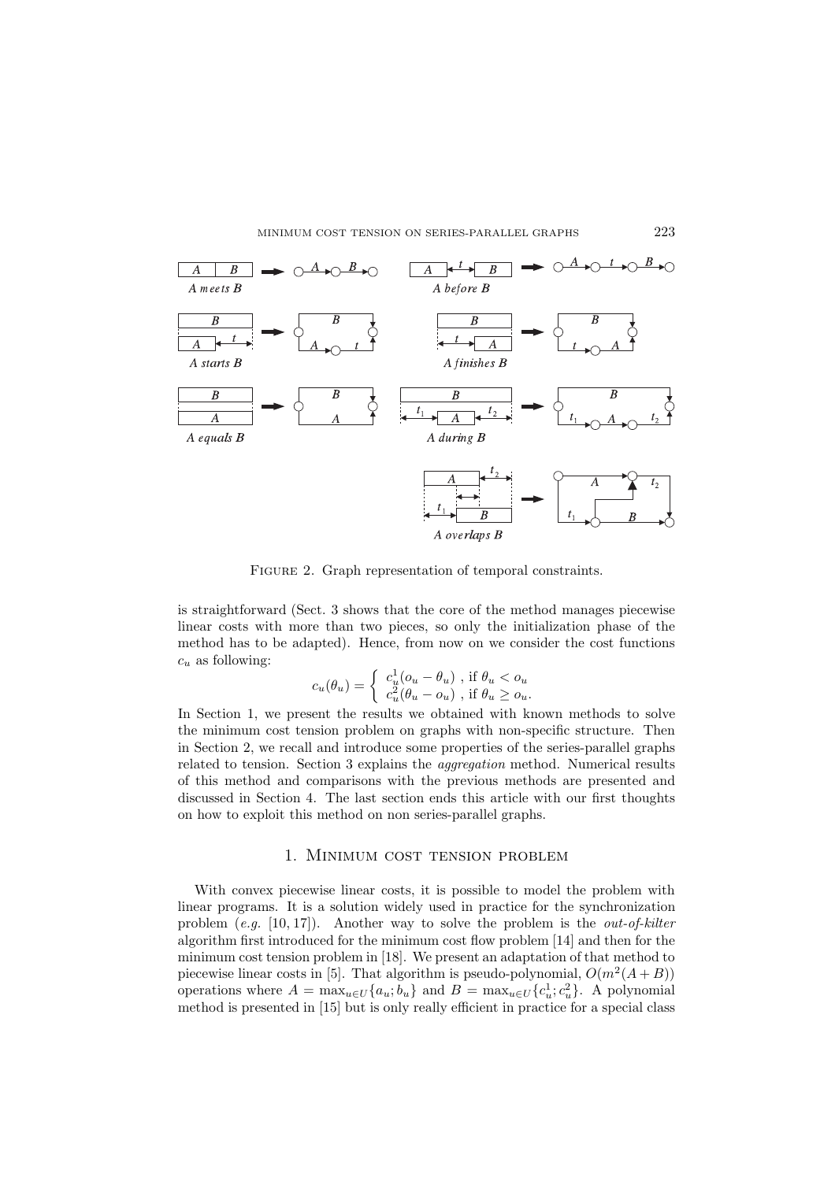FIGURE 2. Graph representation of temporal constraints.

is straightforward (Sect. 3 shows that the core of the method manages piecewise linear costs with more than two pieces, so only the initialization phase of the method has to be adapted). Hence, from now on we consider the cost functions $c_u$ as following:

$$c_u(\theta_u) = \begin{cases} c_u^1(o_u - \theta_u) \text{ , if } \theta_u < o_u \\ c_u^2(\theta_u - o_u) \text{ , if } \theta_u \geq o_u. \end{cases}$$

In Section 1, we present the results we obtained with known methods to solve the minimum cost tension problem on graphs with non-specific structure. Then in Section 2, we recall and introduce some properties of the series-parallel graphs related to tension. Section 3 explains the *aggregation* method. Numerical results of this method and comparisons with the previous methods are presented and discussed in Section 4. The last section ends this article with our first thoughts on how to exploit this method on non series-parallel graphs.

## 1. Minimum cost tension problem

With convex piecewise linear costs, it is possible to model the problem with linear programs. It is a solution widely used in practice for the synchronization problem (*e.g.* [10, 17]). Another way to solve the problem is the *out-of-kilter* algorithm first introduced for the minimum cost flow problem [14] and then for the minimum cost tension problem in [18]. We present an adaptation of that method to piecewise linear costs in [5]. That algorithm is pseudo-polynomial, $O(m^2(A + B))$ operations where $A = \max_{u \in U}\{a_u; b_u\}$ and $B = \max_{u \in U}\{c_u^1; c_u^2\}$. A polynomial method is presented in [15] but is only really efficient in practice for a special class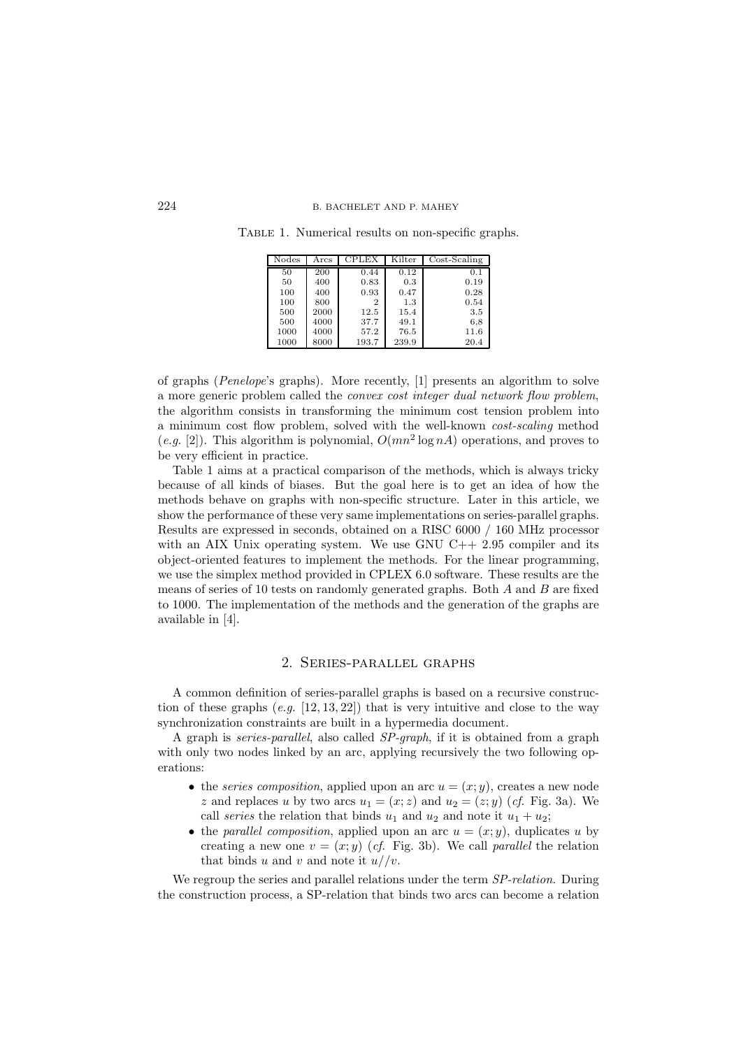Table 1. Numerical results on non-specific graphs.

| Nodes | Arcs | CPLEX | Kilter | Cost-Scaling |
|---|---|---|---|---|
| 50 | 200 | 0.44 | 0.12 | 0.1 |
| 50 | 400 | 0.83 | 0.3 | 0.19 |
| 100 | 400 | 0.93 | 0.47 | 0.28 |
| 100 | 800 | 2 | 1.3 | 0.54 |
| 500 | 2000 | 12.5 | 15.4 | 3.5 |
| 500 | 4000 | 37.7 | 49.1 | 6,8 |
| 1000 | 4000 | 57.2 | 76.5 | 11.6 |
| 1000 | 8000 | 193.7 | 239.9 | 20.4 |

of graphs (*Penelope*'s graphs). More recently, [1] presents an algorithm to solve a more generic problem called the *convex cost integer dual network flow problem*, the algorithm consists in transforming the minimum cost tension problem into a minimum cost flow problem, solved with the well-known *cost-scaling* method (*e.g.* [2]). This algorithm is polynomial, $O(mn^2 \log nA)$ operations, and proves to be very efficient in practice.

Table 1 aims at a practical comparison of the methods, which is always tricky because of all kinds of biases. But the goal here is to get an idea of how the methods behave on graphs with non-specific structure. Later in this article, we show the performance of these very same implementations on series-parallel graphs. Results are expressed in seconds, obtained on a RISC 6000 / 160 MHz processor with an AIX Unix operating system. We use GNU C++ 2.95 compiler and its object-oriented features to implement the methods. For the linear programming, we use the simplex method provided in CPLEX 6.0 software. These results are the means of series of 10 tests on randomly generated graphs. Both $A$ and $B$ are fixed to 1000. The implementation of the methods and the generation of the graphs are available in [4].

## 2. Series-parallel graphs

A common definition of series-parallel graphs is based on a recursive construction of these graphs (*e.g.* [12, 13, 22]) that is very intuitive and close to the way synchronization constraints are built in a hypermedia document.

A graph is *series-parallel*, also called *SP-graph*, if it is obtained from a graph with only two nodes linked by an arc, applying recursively the two following operations:

- the *series composition*, applied upon an arc $u = (x; y)$, creates a new node $z$ and replaces $u$ by two arcs $u_1 = (x; z)$ and $u_2 = (z; y)$ (*cf.* Fig. 3a). We call *series* the relation that binds $u_1$ and $u_2$ and note it $u_1 + u_2$;
- the *parallel composition*, applied upon an arc $u = (x; y)$, duplicates $u$ by creating a new one $v = (x; y)$ (*cf.* Fig. 3b). We call *parallel* the relation that binds $u$ and $v$ and note it $u//v$.

We regroup the series and parallel relations under the term *SP-relation*. During the construction process, a SP-relation that binds two arcs can become a relation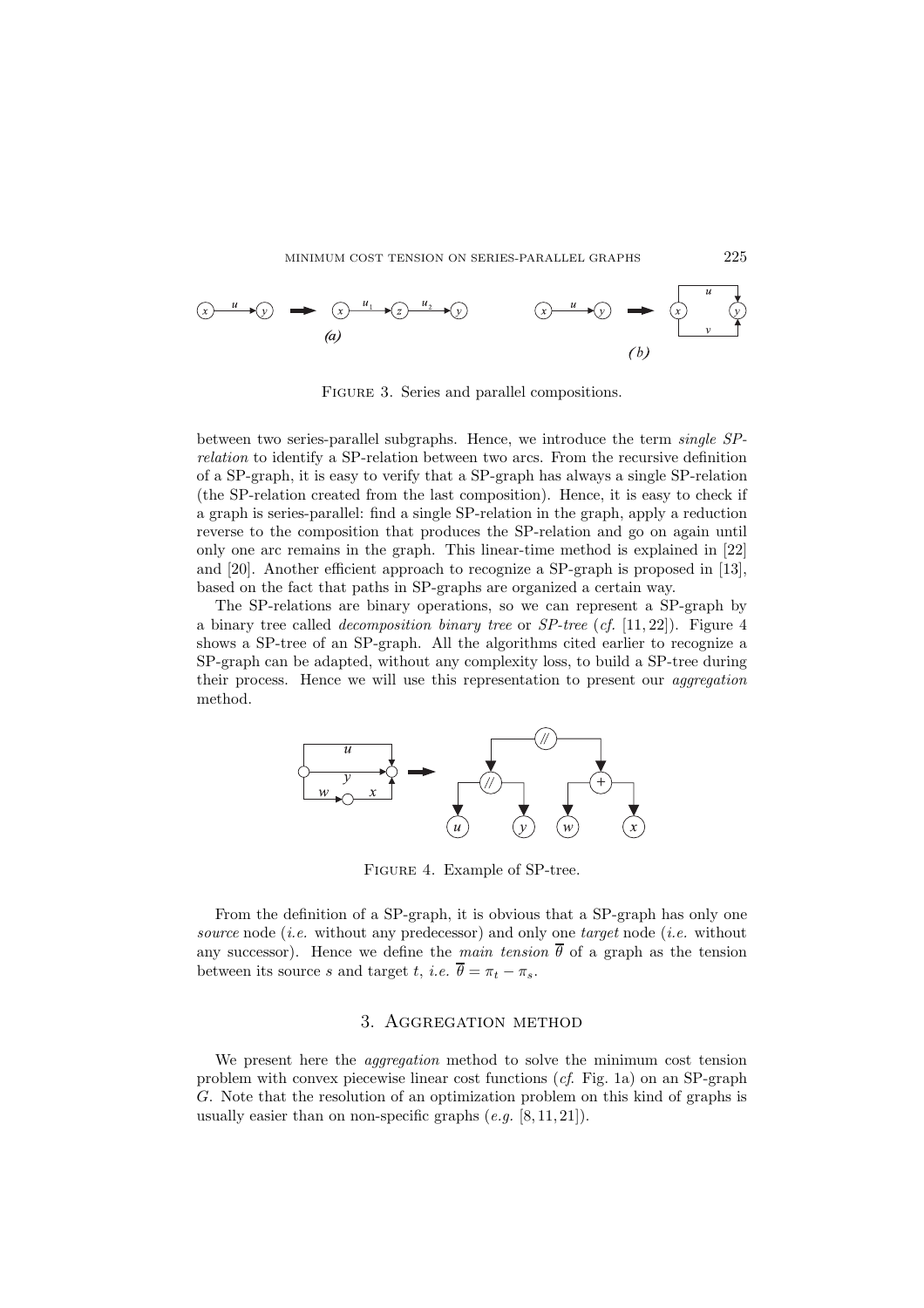Figure 3. Series and parallel compositions.

between two series-parallel subgraphs. Hence, we introduce the term *single SP-relation* to identify a SP-relation between two arcs. From the recursive definition of a SP-graph, it is easy to verify that a SP-graph has always a single SP-relation (the SP-relation created from the last composition). Hence, it is easy to check if a graph is series-parallel: find a single SP-relation in the graph, apply a reduction reverse to the composition that produces the SP-relation and go on again until only one arc remains in the graph. This linear-time method is explained in [22] and [20]. Another efficient approach to recognize a SP-graph is proposed in [13], based on the fact that paths in SP-graphs are organized a certain way.

The SP-relations are binary operations, so we can represent a SP-graph by a binary tree called *decomposition binary tree* or *SP-tree* (*cf.* [11, 22]). Figure 4 shows a SP-tree of an SP-graph. All the algorithms cited earlier to recognize a SP-graph can be adapted, without any complexity loss, to build a SP-tree during their process. Hence we will use this representation to present our *aggregation* method.

Figure 4. Example of SP-tree.

From the definition of a SP-graph, it is obvious that a SP-graph has only one *source* node (*i.e.* without any predecessor) and only one *target* node (*i.e.* without any successor). Hence we define the *main tension* $\overline{\theta}$ of a graph as the tension between its source $s$ and target $t$, *i.e.* $\overline{\theta} = \pi_t - \pi_s$.

## 3. Aggregation method

We present here the *aggregation* method to solve the minimum cost tension problem with convex piecewise linear cost functions (*cf.* Fig. 1a) on an SP-graph $G$. Note that the resolution of an optimization problem on this kind of graphs is usually easier than on non-specific graphs (*e.g.* [8, 11, 21]).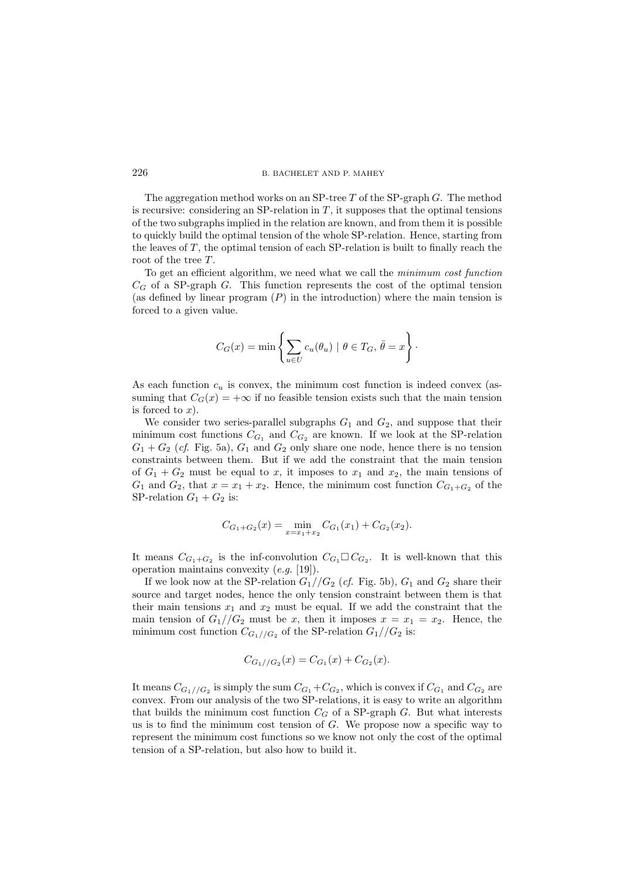The aggregation method works on an SP-tree $T$ of the SP-graph $G$. The method is recursive: considering an SP-relation in $T$, it supposes that the optimal tensions of the two subgraphs implied in the relation are known, and from them it is possible to quickly build the optimal tension of the whole SP-relation. Hence, starting from the leaves of $T$, the optimal tension of each SP-relation is built to finally reach the root of the tree $T$.

To get an efficient algorithm, we need what we call the *minimum cost function* $C_G$ of a SP-graph $G$. This function represents the cost of the optimal tension (as defined by linear program $(P)$ in the introduction) where the main tension is forced to a given value.

$$C_G(x) = \min \left\{ \sum_{u \in U} c_u(\theta_u) \mid \theta \in T_G,\, \bar{\theta} = x \right\}.$$

As each function $c_u$ is convex, the minimum cost function is indeed convex (assuming that $C_G(x) = +\infty$ if no feasible tension exists such that the main tension is forced to $x$).

We consider two series-parallel subgraphs $G_1$ and $G_2$, and suppose that their minimum cost functions $C_{G_1}$ and $C_{G_2}$ are known. If we look at the SP-relation $G_1 + G_2$ (*cf.* Fig. 5a), $G_1$ and $G_2$ only share one node, hence there is no tension constraints between them. But if we add the constraint that the main tension of $G_1 + G_2$ must be equal to $x$, it imposes to $x_1$ and $x_2$, the main tensions of $G_1$ and $G_2$, that $x = x_1 + x_2$. Hence, the minimum cost function $C_{G_1+G_2}$ of the SP-relation $G_1 + G_2$ is:

$$C_{G_1+G_2}(x) = \min_{x=x_1+x_2} C_{G_1}(x_1) + C_{G_2}(x_2).$$

It means $C_{G_1+G_2}$ is the inf-convolution $C_{G_1} \Box C_{G_2}$. It is well-known that this operation maintains convexity (*e.g.* [19]).

If we look now at the SP-relation $G_1//G_2$ (*cf.* Fig. 5b), $G_1$ and $G_2$ share their source and target nodes, hence the only tension constraint between them is that their main tensions $x_1$ and $x_2$ must be equal. If we add the constraint that the main tension of $G_1//G_2$ must be $x$, then it imposes $x = x_1 = x_2$. Hence, the minimum cost function $C_{G_1//G_2}$ of the SP-relation $G_1//G_2$ is:

$$C_{G_1//G_2}(x) = C_{G_1}(x) + C_{G_2}(x).$$

It means $C_{G_1//G_2}$ is simply the sum $C_{G_1} + C_{G_2}$, which is convex if $C_{G_1}$ and $C_{G_2}$ are convex. From our analysis of the two SP-relations, it is easy to write an algorithm that builds the minimum cost function $C_G$ of a SP-graph $G$. But what interests us is to find the minimum cost tension of $G$. We propose now a specific way to represent the minimum cost functions so we know not only the cost of the optimal tension of a SP-relation, but also how to build it.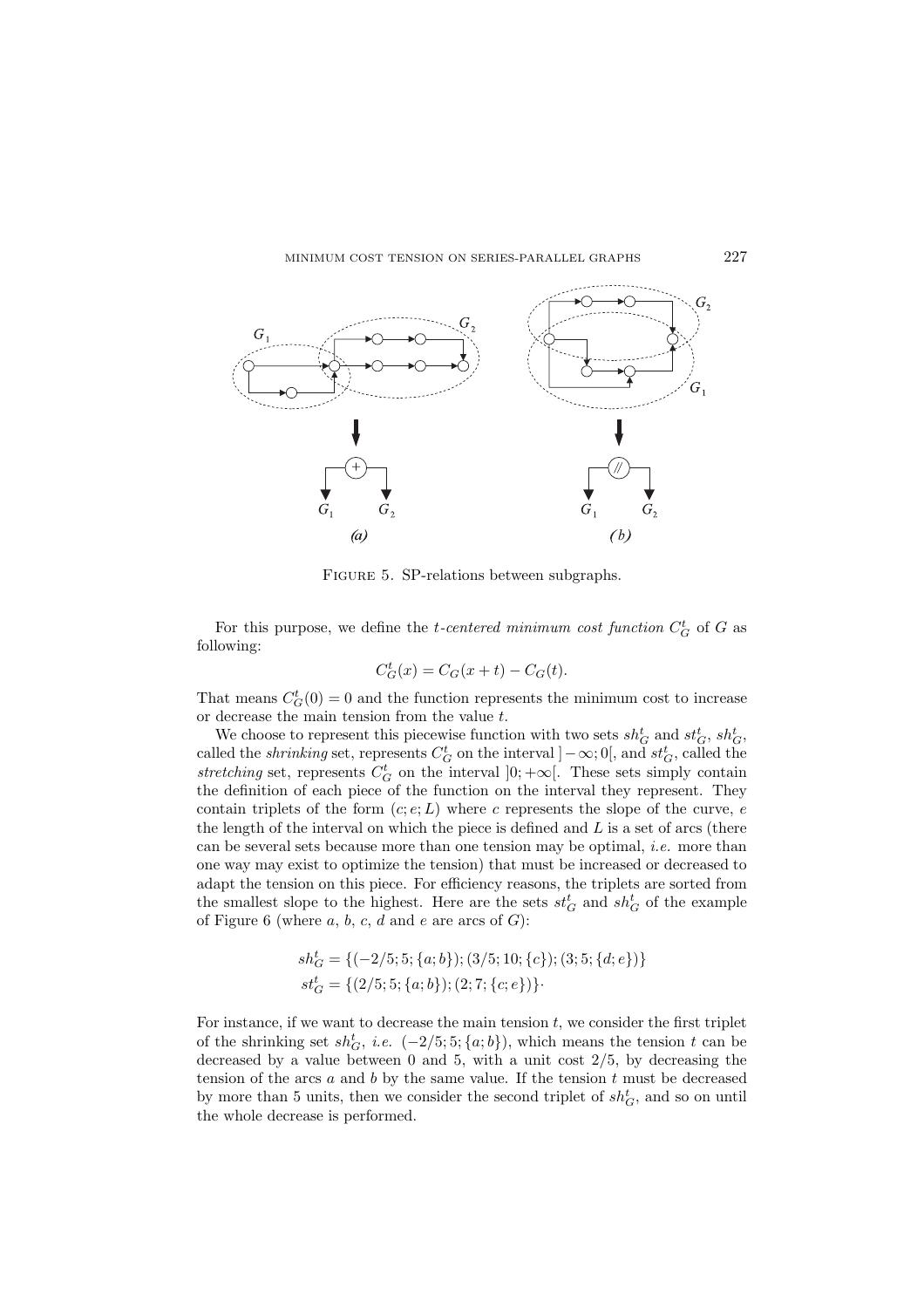FIGURE 5. SP-relations between subgraphs.

For this purpose, we define the *t-centered minimum cost function* $C_G^t$ of $G$ as following:

$$C_G^t(x) = C_G(x + t) - C_G(t).$$

That means $C_G^t(0) = 0$ and the function represents the minimum cost to increase or decrease the main tension from the value $t$.

We choose to represent this piecewise function with two sets $sh_G^t$ and $st_G^t$. $sh_G^t$, called the *shrinking* set, represents $C_G^t$ on the interval $]-\infty; 0[$, and $st_G^t$, called the *stretching* set, represents $C_G^t$ on the interval $]0; +\infty[$. These sets simply contain the definition of each piece of the function on the interval they represent. They contain triplets of the form $(c; e; L)$ where $c$ represents the slope of the curve, $e$ the length of the interval on which the piece is defined and $L$ is a set of arcs (there can be several sets because more than one tension may be optimal, *i.e.* more than one way may exist to optimize the tension) that must be increased or decreased to adapt the tension on this piece. For efficiency reasons, the triplets are sorted from the smallest slope to the highest. Here are the sets $st_G^t$ and $sh_G^t$ of the example of Figure 6 (where $a$, $b$, $c$, $d$ and $e$ are arcs of $G$):

$$sh_G^t = \{(-2/5; 5; \{a; b\}); (3/5; 10; \{c\}); (3; 5; \{d; e\})\}$$
$$st_G^t = \{(2/5; 5; \{a; b\}); (2; 7; \{c; e\})\}.$$

For instance, if we want to decrease the main tension $t$, we consider the first triplet of the shrinking set $sh_G^t$, *i.e.* $(-2/5; 5; \{a; b\})$, which means the tension $t$ can be decreased by a value between 0 and 5, with a unit cost $2/5$, by decreasing the tension of the arcs $a$ and $b$ by the same value. If the tension $t$ must be decreased by more than 5 units, then we consider the second triplet of $sh_G^t$, and so on until the whole decrease is performed.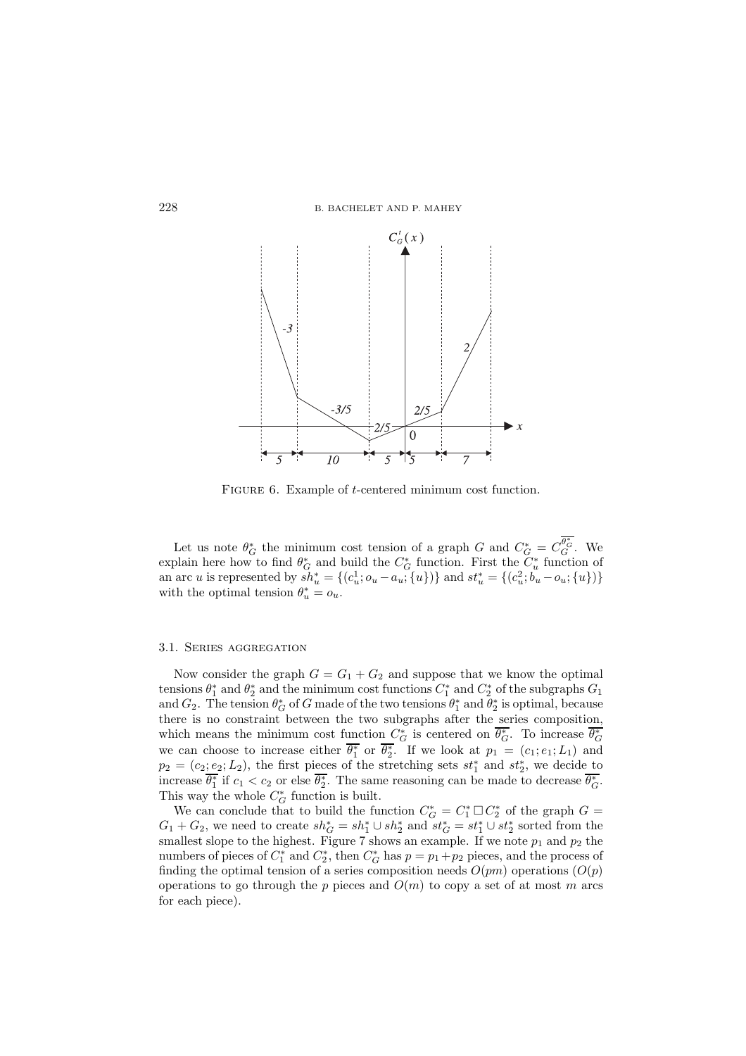Figure 6. Example of $t$-centered minimum cost function.

Let us note $\theta_G^*$ the minimum cost tension of a graph $G$ and $C_G^* = C_G^{\overline{\theta_G^*}}$. We explain here how to find $\theta_G^*$ and build the $C_G^*$ function. First the $C_u^*$ function of an arc $u$ is represented by $sh_u^* = \{(c_u^1; o_u - a_u; \{u\})\}$ and $st_u^* = \{(c_u^2; b_u - o_u; \{u\})\}$ with the optimal tension $\theta_u^* = o_u$.

### 3.1. Series aggregation

Now consider the graph $G = G_1 + G_2$ and suppose that we know the optimal tensions $\theta_1^*$ and $\theta_2^*$ and the minimum cost functions $C_1^*$ and $C_2^*$ of the subgraphs $G_1$ and $G_2$. The tension $\theta_G^*$ of $G$ made of the two tensions $\theta_1^*$ and $\theta_2^*$ is optimal, because there is no constraint between the two subgraphs after the series composition, which means the minimum cost function $C_G^*$ is centered on $\overline{\theta_G^*}$. To increase $\overline{\theta_G^*}$ we can choose to increase either $\overline{\theta_1^*}$ or $\overline{\theta_2^*}$. If we look at $p_1 = (c_1; e_1; L_1)$ and $p_2 = (c_2; e_2; L_2)$, the first pieces of the stretching sets $st_1^*$ and $st_2^*$, we decide to increase $\overline{\theta_1^*}$ if $c_1 < c_2$ or else $\overline{\theta_2^*}$. The same reasoning can be made to decrease $\overline{\theta_G^*}$. This way the whole $C_G^*$ function is built.

We can conclude that to build the function $C_G^* = C_1^* \,\square\, C_2^*$ of the graph $G = G_1 + G_2$, we need to create $sh_G^* = sh_1^* \cup sh_2^*$ and $st_G^* = st_1^* \cup st_2^*$ sorted from the smallest slope to the highest. Figure 7 shows an example. If we note $p_1$ and $p_2$ the numbers of pieces of $C_1^*$ and $C_2^*$, then $C_G^*$ has $p = p_1 + p_2$ pieces, and the process of finding the optimal tension of a series composition needs $O(pm)$ operations ($O(p)$ operations to go through the $p$ pieces and $O(m)$ to copy a set of at most $m$ arcs for each piece).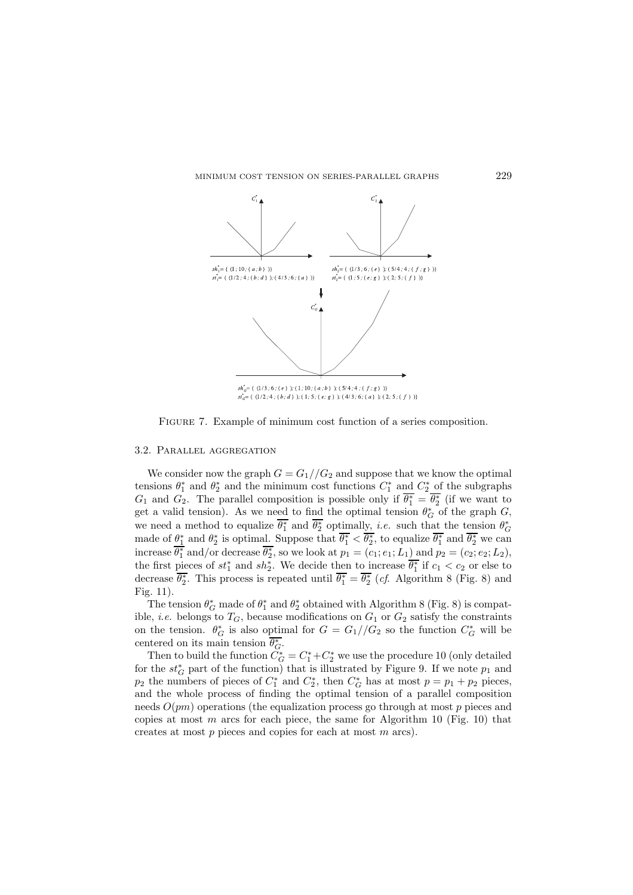$sh_1^* = \{ (1; 10; \{a; b\}) \}$
$st_1^* = \{ (1/2; 4; \{b; d\}); (4/3; 6; \{a\}) \}$

$sh_2^* = \{ (1/3; 6; \{e\}); (5/4; 4; \{f; g\}) \}$
$st_2^* = \{ (1; 5; \{e; g\}); (2; 5; \{f\}) \}$

$sh_G^* = \{ (1/3; 6; \{e\}); (1; 10; \{a; b\}); (5/4; 4; \{f; g\}) \}$
$st_G^* = \{ (1/2; 4; \{b; d\}); (1; 5; \{e; g\}); (4/3; 6; \{a\}); (2; 5; \{f\}) \}$

Figure 7. Example of minimum cost function of a series composition.

### 3.2. Parallel aggregation

We consider now the graph $G = G_1 // G_2$ and suppose that we know the optimal tensions $\theta_1^*$ and $\theta_2^*$ and the minimum cost functions $C_1^*$ and $C_2^*$ of the subgraphs $G_1$ and $G_2$. The parallel composition is possible only if $\overline{\theta_1^*} = \overline{\theta_2^*}$ (if we want to get a valid tension). As we need to find the optimal tension $\theta_G^*$ of the graph $G$, we need a method to equalize $\overline{\theta_1^*}$ and $\overline{\theta_2^*}$ optimally, *i.e.* such that the tension $\theta_G^*$ made of $\theta_1^*$ and $\theta_2^*$ is optimal. Suppose that $\overline{\theta_1^*} < \overline{\theta_2^*}$, to equalize $\overline{\theta_1^*}$ and $\overline{\theta_2^*}$ we can increase $\overline{\theta_1^*}$ and/or decrease $\overline{\theta_2^*}$, so we look at $p_1 = (c_1; e_1; L_1)$ and $p_2 = (c_2; e_2; L_2)$, the first pieces of $st_1^*$ and $sh_2^*$. We decide then to increase $\overline{\theta_1^*}$ if $c_1 < c_2$ or else to decrease $\overline{\theta_2^*}$. This process is repeated until $\overline{\theta_1^*} = \overline{\theta_2^*}$ (*cf.* Algorithm 8 (Fig. 8) and Fig. 11).

The tension $\theta_G^*$ made of $\theta_1^*$ and $\theta_2^*$ obtained with Algorithm 8 (Fig. 8) is compatible, *i.e.* belongs to $T_G$, because modifications on $G_1$ or $G_2$ satisfy the constraints on the tension. $\theta_G^*$ is also optimal for $G = G_1 // G_2$ so the function $C_G^*$ will be centered on its main tension $\overline{\theta_G^*}$.

Then to build the function $C_G^* = C_1^* + C_2^*$ we use the procedure 10 (only detailed for the $st_G^*$ part of the function) that is illustrated by Figure 9. If we note $p_1$ and $p_2$ the numbers of pieces of $C_1^*$ and $C_2^*$, then $C_G^*$ has at most $p = p_1 + p_2$ pieces, and the whole process of finding the optimal tension of a parallel composition needs $O(pm)$ operations (the equalization process go through at most $p$ pieces and copies at most $m$ arcs for each piece, the same for Algorithm 10 (Fig. 10) that creates at most $p$ pieces and copies for each at most $m$ arcs).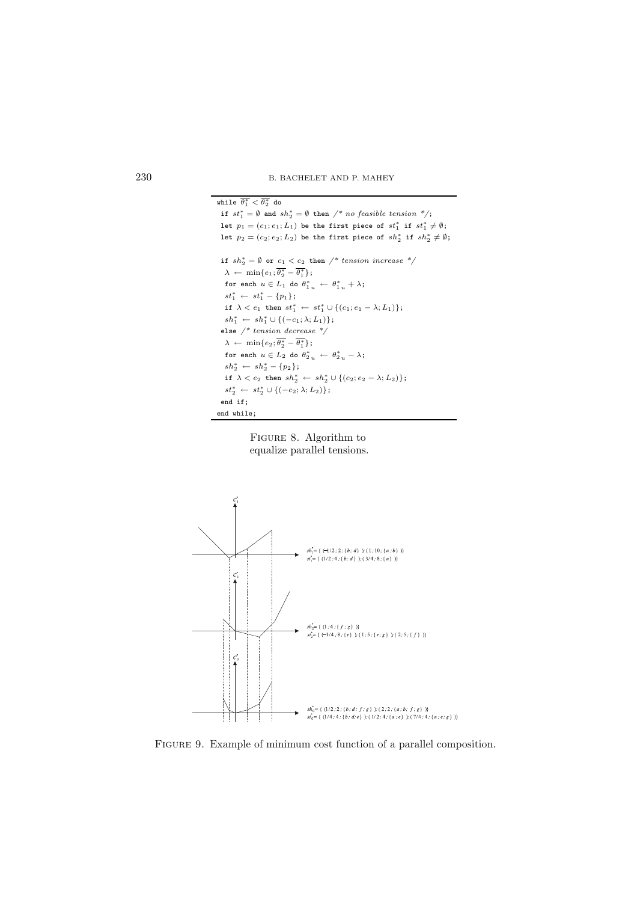```
while θ̄*_1 < θ̄*_2 do
 if st*_1 = ∅ and sh*_2 = ∅ then /* no feasible tension */;
 let p_1 = (c_1; e_1; L_1) be the first piece of st*_1 if st*_1 ≠ ∅;
 let p_2 = (c_2; e_2; L_2) be the first piece of sh*_2 if sh*_2 ≠ ∅;

 if sh*_2 = ∅ or c_1 < c_2 then /* tension increase */
  λ ← min{e_1; θ̄*_2 − θ̄*_1};
  for each u ∈ L_1 do θ*_1u ← θ*_1u + λ;
  st*_1 ← st*_1 − {p_1};
  if λ < e_1 then st*_1 ← st*_1 ∪ {(c_1; e_1 − λ; L_1)};
  sh*_1 ← sh*_1 ∪ {(−c_1; λ; L_1)};
 else /* tension decrease */
  λ ← min{e_2; θ̄*_2 − θ̄*_1};
  for each u ∈ L_2 do θ*_2u ← θ*_2u − λ;
  sh*_2 ← sh*_2 − {p_2};
  if λ < e_2 then sh*_2 ← sh*_2 ∪ {(c_2; e_2 − λ; L_2)};
  st*_2 ← st*_2 ∪ {(−c_2; λ; L_2)};
 end if;
end while;
```

Figure 8. Algorithm to equalize parallel tensions.

$sh_1^* = \{ (-1/2; 2; \{b; d\}); (1; 10; \{a; b\}) \}$
$st_1^* = \{ (1/2; 4; \{b; d\}); (3/4; 8; \{a\}) \}$

$sh_2^* = \{ (1; 4; \{f; g\}) \}$
$st_2^* = \{ (-1/4; 8; \{e\}); (1; 5; \{e; g\}); (2; 5; \{f\}) \}$

$sh_0^* = \{ (1/2; 2; \{b; d; f; g\}); (2; 2; \{a; b; f; g\}) \}$
$st_0^* = \{ (1/4; 4; \{b; d; e\}); (1/2; 4; \{a; e\}); (7/4; 4; \{a; e; g\}) \}$

Figure 9. Example of minimum cost function of a parallel composition.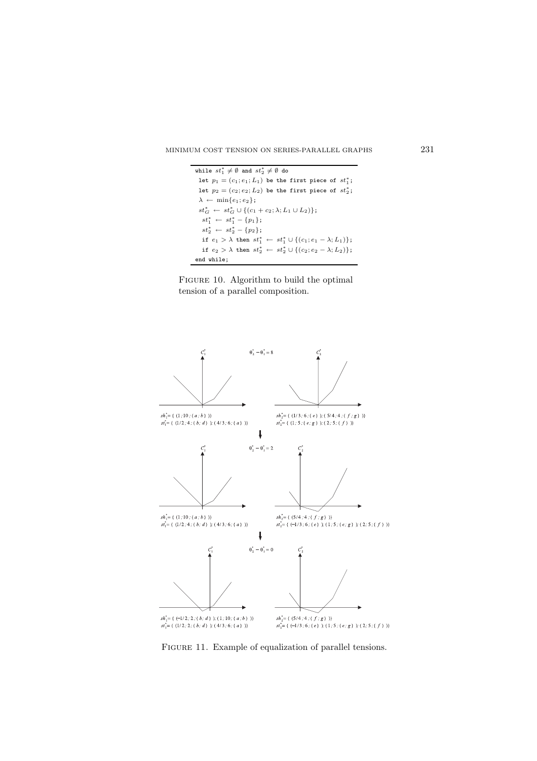```
while st*_1 ≠ ∅ and st*_2 ≠ ∅ do
 let p_1 = (c_1; e_1; L_1) be the first piece of st*_1;
 let p_2 = (c_2; e_2; L_2) be the first piece of st*_2;
 λ ← min{e_1; e_2};
 st*_G ← st*_G ∪ {(c_1 + c_2; λ; L_1 ∪ L_2)};
  st*_1 ← st*_1 − {p_1};
  st*_2 ← st*_2 − {p_2};
  if e_1 > λ then st*_1 ← st*_1 ∪ {(c_1; e_1 − λ; L_1)};
  if e_2 > λ then st*_2 ← st*_2 ∪ {(c_2; e_2 − λ; L_2)};
end while;
```

Figure 10. Algorithm to build the optimal tension of a parallel composition.

$\theta_2^* - \theta_1^* = 8$

$sh_1^* = \{ (1; 10; \{a; b\}) \}$
$st_1^* = \{ (1/2; 4; \{b; d\}); (4/3; 6; \{a\}) \}$

$sh_2^* = \{ (1/3; 6; \{e\}); (5/4; 4; \{f; g\}) \}$
$st_2^* = \{ (1; 5; \{e; g\}); (2; 5; \{f\}) \}$

$\theta_2^* - \theta_1^* = 2$

$sh_1^* = \{ (1; 10; \{a; b\}) \}$
$st_1^* = \{ (1/2; 4; \{b; d\}); (4/3; 6; \{a\}) \}$

$sh_2^* = \{ (5/4; 4; \{f; g\}) \}$
$st_2^* = \{ (-1/3; 6; \{e\}); (1; 5; \{e; g\}); (2; 5; \{f\}) \}$

$\theta_2^* - \theta_1^* = 0$

$sh_1^* = \{ (-1/2; 2; \{b; d\}); (1; 10; \{a; b\}) \}$
$st_1^* = \{ (1/2; 2; \{b; d\}); (4/3; 6; \{a\}) \}$

$sh_2^* = \{ (5/4; 4; \{f; g\}) \}$
$st_2^* = \{ (-1/3; 6; \{e\}); (1; 5; \{e; g\}); (2; 5; \{f\}) \}$

Figure 11. Example of equalization of parallel tensions.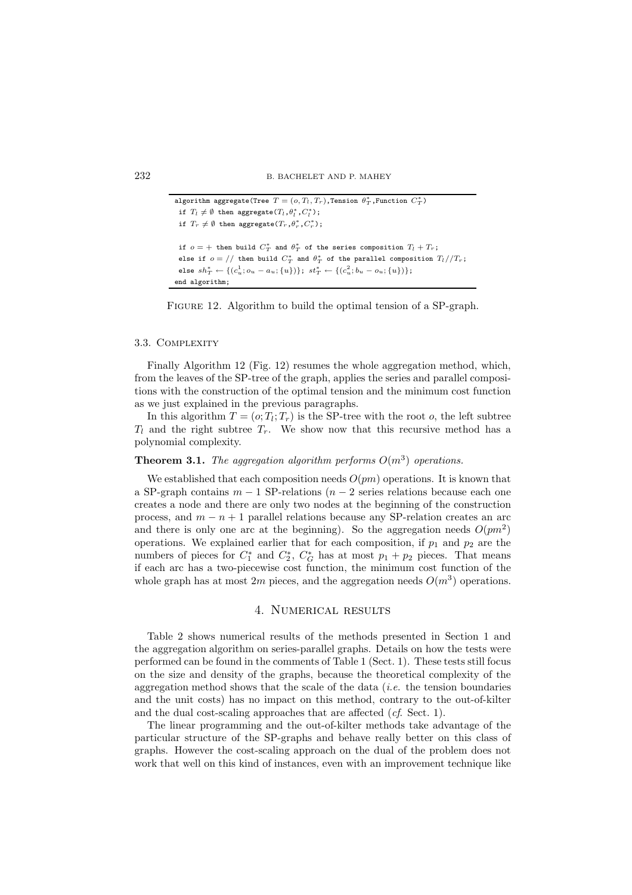```
algorithm aggregate(Tree T = (o, T_l, T_r),Tension θ*_T,Function C*_T)
 if T_l ≠ ∅ then aggregate(T_l,θ*_l,C*_l);
 if T_r ≠ ∅ then aggregate(T_r,θ*_r,C*_r);

 if o = + then build C*_T and θ*_T of the series composition T_l + T_r;
 else if o = // then build C*_T and θ*_T of the parallel composition T_l//T_r;
 else sh*_T ← {(c^1_u; o_u − a_u; {u})}; st*_T ← {(c^2_u; b_u − o_u; {u})};
end algorithm;
```

Figure 12. Algorithm to build the optimal tension of a SP-graph.

### 3.3. Complexity

Finally Algorithm 12 (Fig. 12) resumes the whole aggregation method, which, from the leaves of the SP-tree of the graph, applies the series and parallel compositions with the construction of the optimal tension and the minimum cost function as we just explained in the previous paragraphs.

In this algorithm $T = (o; T_l; T_r)$ is the SP-tree with the root $o$, the left subtree $T_l$ and the right subtree $T_r$. We show now that this recursive method has a polynomial complexity.

**Theorem 3.1.** *The aggregation algorithm performs $O(m^3)$ operations.*

We established that each composition needs $O(pm)$ operations. It is known that a SP-graph contains $m - 1$ SP-relations ($n - 2$ series relations because each one creates a node and there are only two nodes at the beginning of the construction process, and $m - n + 1$ parallel relations because any SP-relation creates an arc and there is only one arc at the beginning). So the aggregation needs $O(pm^2)$ operations. We explained earlier that for each composition, if $p_1$ and $p_2$ are the numbers of pieces for $C^*_1$ and $C^*_2$, $C^*_G$ has at most $p_1 + p_2$ pieces. That means if each arc has a two-piecewise cost function, the minimum cost function of the whole graph has at most $2m$ pieces, and the aggregation needs $O(m^3)$ operations.

## 4. Numerical results

Table 2 shows numerical results of the methods presented in Section 1 and the aggregation algorithm on series-parallel graphs. Details on how the tests were performed can be found in the comments of Table 1 (Sect. 1). These tests still focus on the size and density of the graphs, because the theoretical complexity of the aggregation method shows that the scale of the data (*i.e.* the tension boundaries and the unit costs) has no impact on this method, contrary to the out-of-kilter and the dual cost-scaling approaches that are affected (*cf.* Sect. 1).

The linear programming and the out-of-kilter methods take advantage of the particular structure of the SP-graphs and behave really better on this class of graphs. However the cost-scaling approach on the dual of the problem does not work that well on this kind of instances, even with an improvement technique like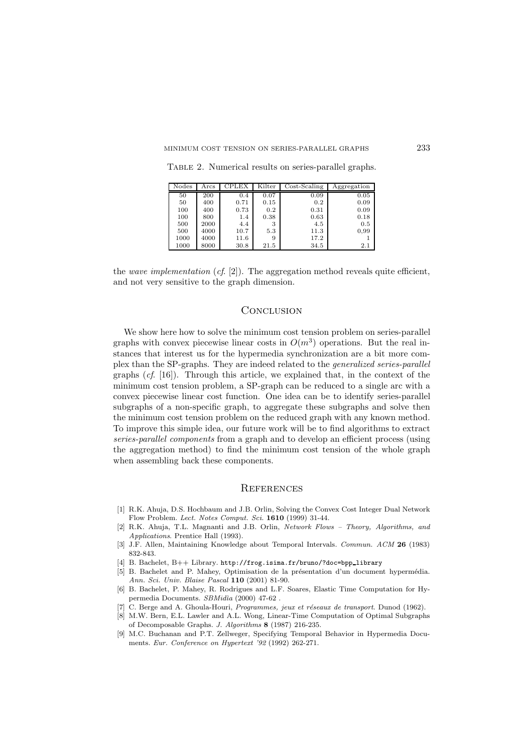Table 2. Numerical results on series-parallel graphs.

| Nodes | Arcs | CPLEX | Kilter | Cost-Scaling | Aggregation |
|---|---|---|---|---|---|
| 50 | 200 | 0.4 | 0.07 | 0.09 | 0.05 |
| 50 | 400 | 0.71 | 0.15 | 0.2 | 0.09 |
| 100 | 400 | 0.73 | 0.2 | 0.31 | 0.09 |
| 100 | 800 | 1.4 | 0.38 | 0.63 | 0.18 |
| 500 | 2000 | 4.4 | 3 | 4.5 | 0.5 |
| 500 | 4000 | 10.7 | 5.3 | 11.3 | 0,99 |
| 1000 | 4000 | 11.6 | 9 | 17.2 | 1 |
| 1000 | 8000 | 30.8 | 21.5 | 34.5 | 2.1 |

the *wave implementation* (*cf.* [2]). The aggregation method reveals quite efficient, and not very sensitive to the graph dimension.

## Conclusion

We show here how to solve the minimum cost tension problem on series-parallel graphs with convex piecewise linear costs in $O(m^3)$ operations. But the real instances that interest us for the hypermedia synchronization are a bit more complex than the SP-graphs. They are indeed related to the *generalized series-parallel* graphs (*cf.* [16]). Through this article, we explained that, in the context of the minimum cost tension problem, a SP-graph can be reduced to a single arc with a convex piecewise linear cost function. One idea can be to identify series-parallel subgraphs of a non-specific graph, to aggregate these subgraphs and solve then the minimum cost tension problem on the reduced graph with any known method. To improve this simple idea, our future work will be to find algorithms to extract *series-parallel components* from a graph and to develop an efficient process (using the aggregation method) to find the minimum cost tension of the whole graph when assembling back these components.

## References

[1] R.K. Ahuja, D.S. Hochbaum and J.B. Orlin, Solving the Convex Cost Integer Dual Network Flow Problem. *Lect. Notes Comput. Sci.* **1610** (1999) 31-44.

[2] R.K. Ahuja, T.L. Magnanti and J.B. Orlin, *Network Flows – Theory, Algorithms, and Applications*. Prentice Hall (1993).

[3] J.F. Allen, Maintaining Knowledge about Temporal Intervals. *Commun. ACM* **26** (1983) 832-843.

[4] B. Bachelet, B++ Library. http://frog.isima.fr/bruno/?doc=bpp_library

[5] B. Bachelet and P. Mahey, Optimisation de la présentation d'un document hypermédia. *Ann. Sci. Univ. Blaise Pascal* **110** (2001) 81-90.

[6] B. Bachelet, P. Mahey, R. Rodrigues and L.F. Soares, Elastic Time Computation for Hypermedia Documents. *SBMidia* (2000) 47-62 .

[7] C. Berge and A. Ghoula-Houri, *Programmes, jeux et réseaux de transport*. Dunod (1962).

[8] M.W. Bern, E.L. Lawler and A.L. Wong, Linear-Time Computation of Optimal Subgraphs of Decomposable Graphs. *J. Algorithms* **8** (1987) 216-235.

[9] M.C. Buchanan and P.T. Zellweger, Specifying Temporal Behavior in Hypermedia Documents. *Eur. Conference on Hypertext '92* (1992) 262-271.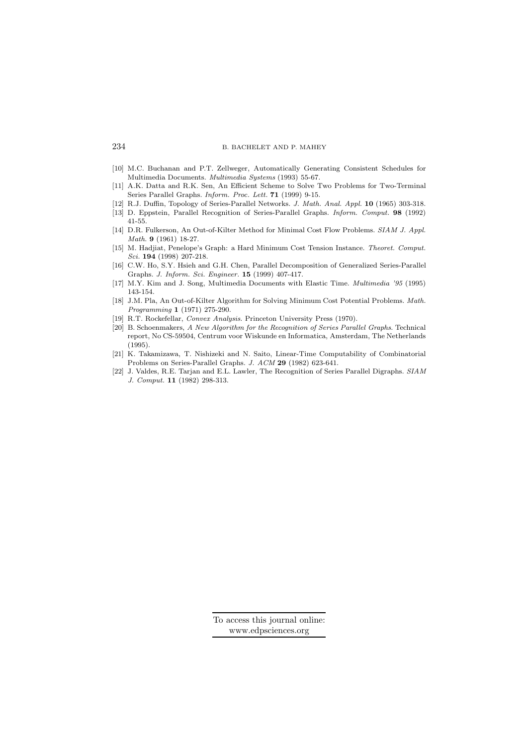[10] M.C. Buchanan and P.T. Zellweger, Automatically Generating Consistent Schedules for Multimedia Documents. *Multimedia Systems* (1993) 55-67.

[11] A.K. Datta and R.K. Sen, An Efficient Scheme to Solve Two Problems for Two-Terminal Series Parallel Graphs. *Inform. Proc. Lett.* **71** (1999) 9-15.

[12] R.J. Duffin, Topology of Series-Parallel Networks. *J. Math. Anal. Appl.* **10** (1965) 303-318.

[13] D. Eppstein, Parallel Recognition of Series-Parallel Graphs. *Inform. Comput.* **98** (1992) 41-55.

[14] D.R. Fulkerson, An Out-of-Kilter Method for Minimal Cost Flow Problems. *SIAM J. Appl. Math.* **9** (1961) 18-27.

[15] M. Hadjiat, Penelope's Graph: a Hard Minimum Cost Tension Instance. *Theoret. Comput. Sci.* **194** (1998) 207-218.

[16] C.W. Ho, S.Y. Hsieh and G.H. Chen, Parallel Decomposition of Generalized Series-Parallel Graphs. *J. Inform. Sci. Engineer.* **15** (1999) 407-417.

[17] M.Y. Kim and J. Song, Multimedia Documents with Elastic Time. *Multimedia '95* (1995) 143-154.

[18] J.M. Pla, An Out-of-Kilter Algorithm for Solving Minimum Cost Potential Problems. *Math. Programming* **1** (1971) 275-290.

[19] R.T. Rockefellar, *Convex Analysis*. Princeton University Press (1970).

[20] B. Schoenmakers, *A New Algorithm for the Recognition of Series Parallel Graphs*. Technical report, No CS-59504, Centrum voor Wiskunde en Informatica, Amsterdam, The Netherlands (1995).

[21] K. Takamizawa, T. Nishizeki and N. Saito, Linear-Time Computability of Combinatorial Problems on Series-Parallel Graphs. *J. ACM* **29** (1982) 623-641.

[22] J. Valdes, R.E. Tarjan and E.L. Lawler, The Recognition of Series Parallel Digraphs. *SIAM J. Comput.* **11** (1982) 298-313.

To access this journal online:
www.edpsciences.org